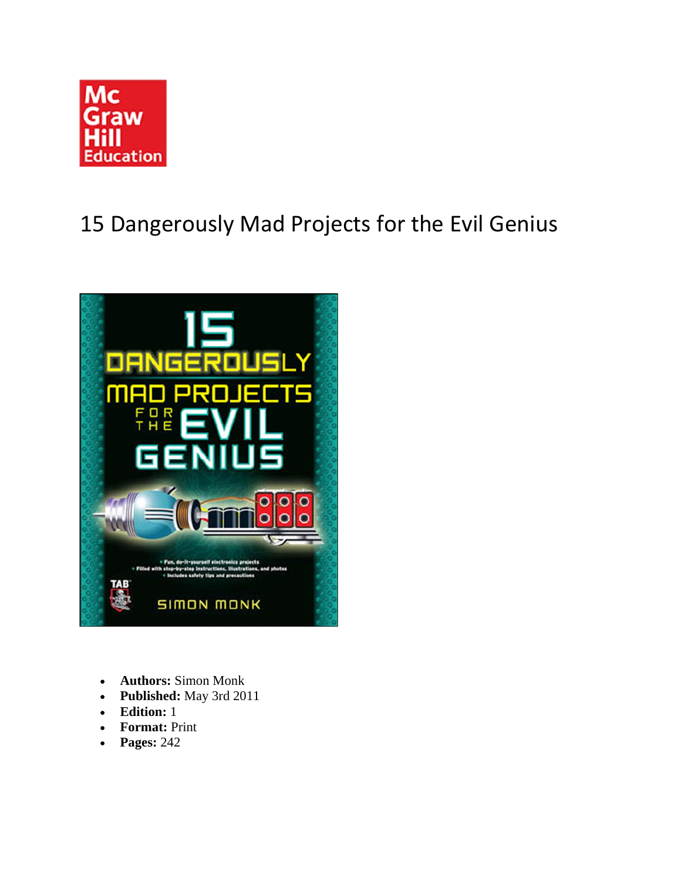# 15 Dangerously Mad Projects for the Evil Genius

- **Authors:** Simon Monk
- **Published:** May 3rd 2011
- **Edition:** 1
- **Format:** Print
- **Pages:** 242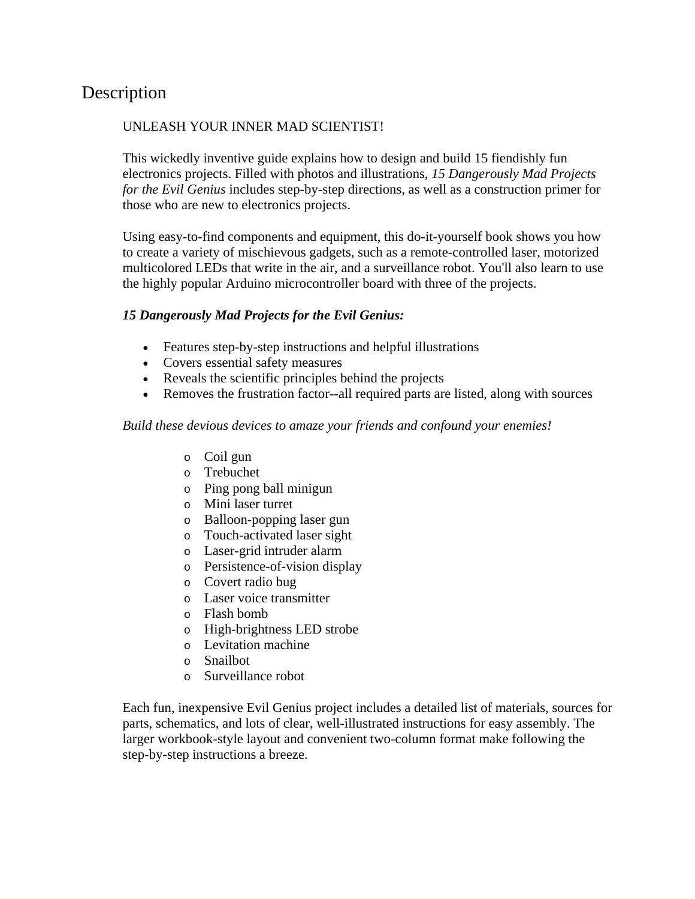# Description

UNLEASH YOUR INNER MAD SCIENTIST!

This wickedly inventive guide explains how to design and build 15 fiendishly fun electronics projects. Filled with photos and illustrations, *15 Dangerously Mad Projects for the Evil Genius* includes step-by-step directions, as well as a construction primer for those who are new to electronics projects.

Using easy-to-find components and equipment, this do-it-yourself book shows you how to create a variety of mischievous gadgets, such as a remote-controlled laser, motorized multicolored LEDs that write in the air, and a surveillance robot. You'll also learn to use the highly popular Arduino microcontroller board with three of the projects.

***15 Dangerously Mad Projects for the Evil Genius:***

- Features step-by-step instructions and helpful illustrations
- Covers essential safety measures
- Reveals the scientific principles behind the projects
- Removes the frustration factor--all required parts are listed, along with sources

*Build these devious devices to amaze your friends and confound your enemies!*

- Coil gun
- Trebuchet
- Ping pong ball minigun
- Mini laser turret
- Balloon-popping laser gun
- Touch-activated laser sight
- Laser-grid intruder alarm
- Persistence-of-vision display
- Covert radio bug
- Laser voice transmitter
- Flash bomb
- High-brightness LED strobe
- Levitation machine
- Snailbot
- Surveillance robot

Each fun, inexpensive Evil Genius project includes a detailed list of materials, sources for parts, schematics, and lots of clear, well-illustrated instructions for easy assembly. The larger workbook-style layout and convenient two-column format make following the step-by-step instructions a breeze.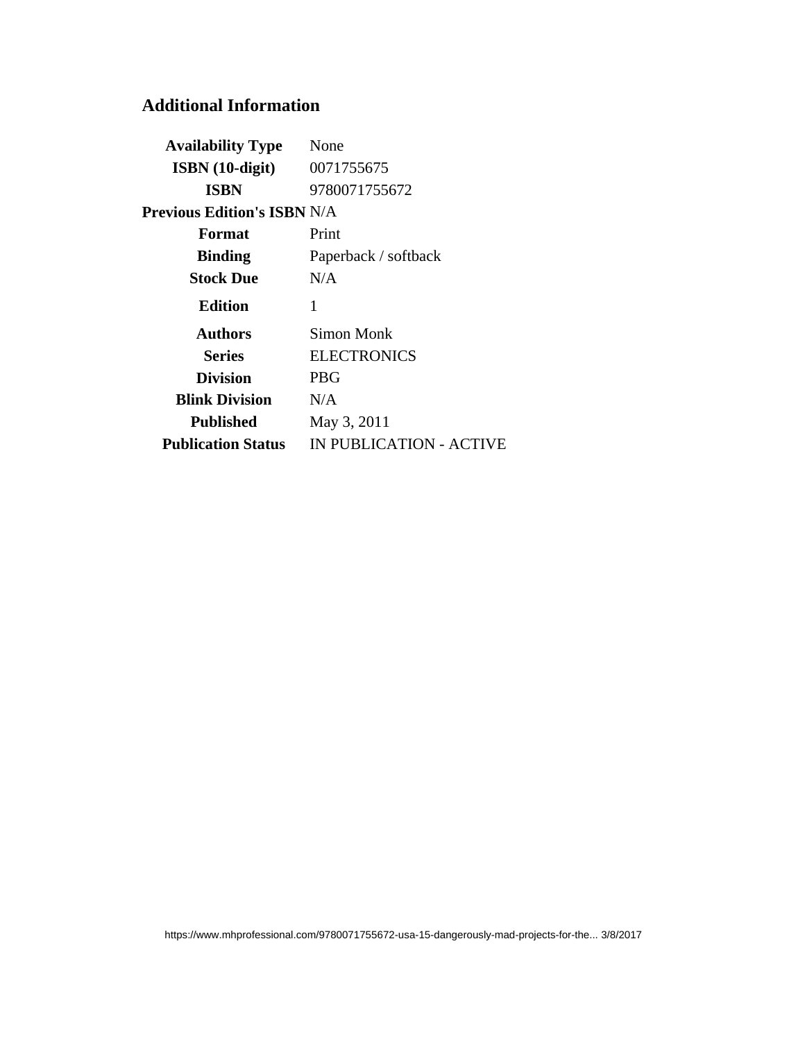## Additional Information

| | |
|---|---|
| **Availability Type** | None |
| **ISBN (10-digit)** | 0071755675 |
| **ISBN** | 9780071755672 |
| **Previous Edition's ISBN** | N/A |
| **Format** | Print |
| **Binding** | Paperback / softback |
| **Stock Due** | N/A |
| **Edition** | 1 |
| **Authors** | Simon Monk |
| **Series** | ELECTRONICS |
| **Division** | PBG |
| **Blink Division** | N/A |
| **Published** | May 3, 2011 |
| **Publication Status** | IN PUBLICATION - ACTIVE |